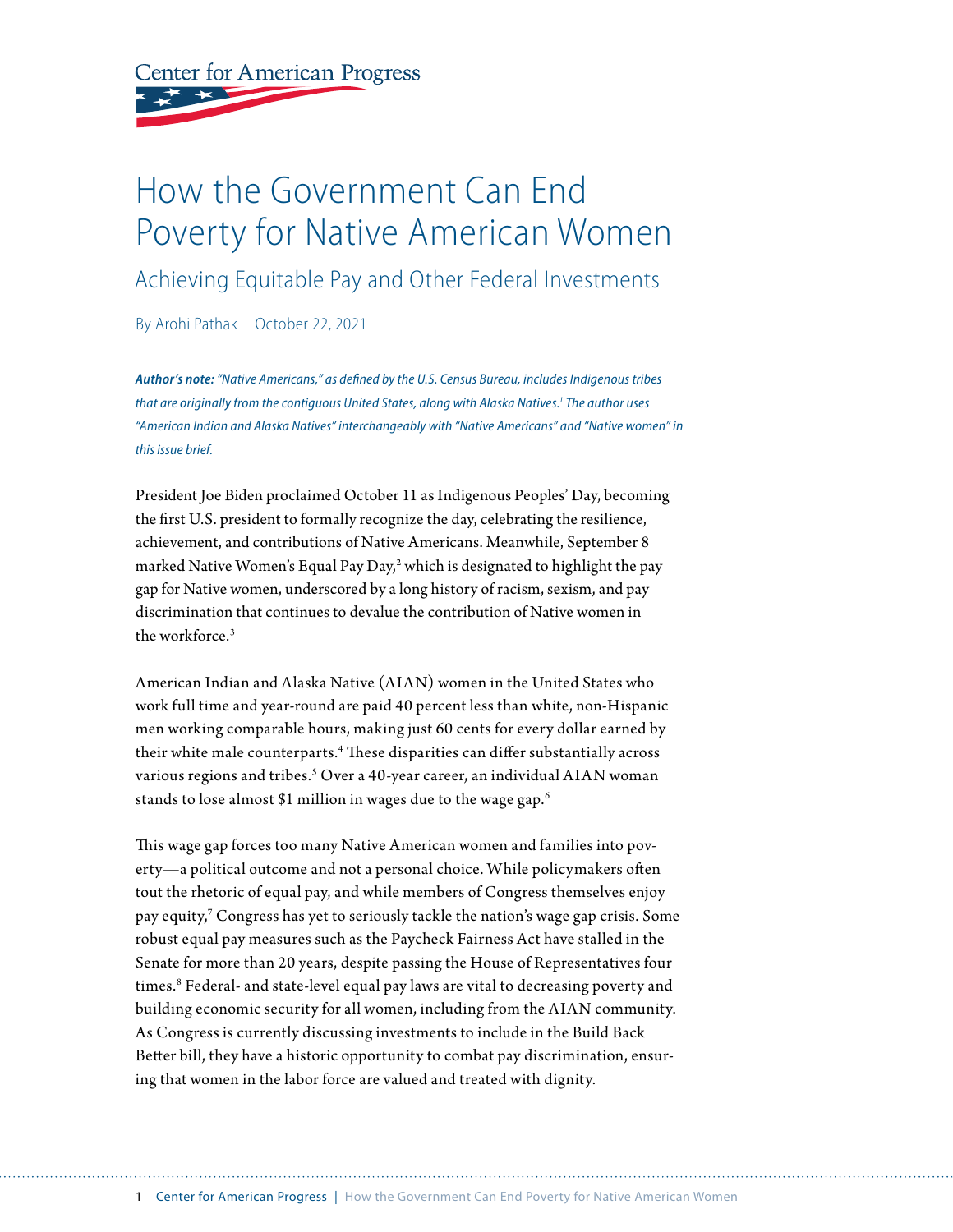Center for American Progress

# How the Government Can End Poverty for Native American Women

## Achieving Equitable Pay and Other Federal Investments

By Arohi Pathak October 22, 2021

***Author's note:** "Native Americans," as defined by the U.S. Census Bureau, includes Indigenous tribes that are originally from the contiguous United States, along with Alaska Natives.[1] The author uses "American Indian and Alaska Natives" interchangeably with "Native Americans" and "Native women" in this issue brief.*

President Joe Biden proclaimed October 11 as Indigenous Peoples' Day, becoming the first U.S. president to formally recognize the day, celebrating the resilience, achievement, and contributions of Native Americans. Meanwhile, September 8 marked Native Women's Equal Pay Day,[2] which is designated to highlight the pay gap for Native women, underscored by a long history of racism, sexism, and pay discrimination that continues to devalue the contribution of Native women in the workforce.[3]

American Indian and Alaska Native (AIAN) women in the United States who work full time and year-round are paid 40 percent less than white, non-Hispanic men working comparable hours, making just 60 cents for every dollar earned by their white male counterparts.[4] These disparities can differ substantially across various regions and tribes.[5] Over a 40-year career, an individual AIAN woman stands to lose almost $1 million in wages due to the wage gap.[6]

This wage gap forces too many Native American women and families into poverty—a political outcome and not a personal choice. While policymakers often tout the rhetoric of equal pay, and while members of Congress themselves enjoy pay equity,[7] Congress has yet to seriously tackle the nation's wage gap crisis. Some robust equal pay measures such as the Paycheck Fairness Act have stalled in the Senate for more than 20 years, despite passing the House of Representatives four times.[8] Federal- and state-level equal pay laws are vital to decreasing poverty and building economic security for all women, including from the AIAN community. As Congress is currently discussing investments to include in the Build Back Better bill, they have a historic opportunity to combat pay discrimination, ensuring that women in the labor force are valued and treated with dignity.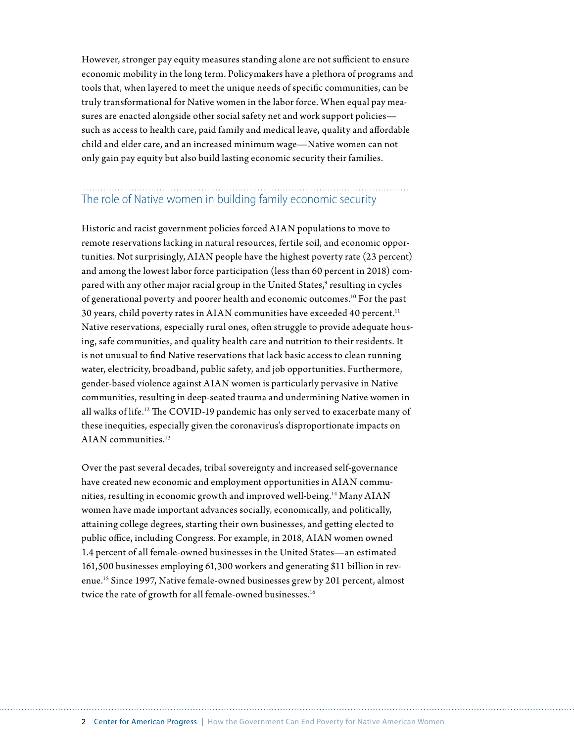However, stronger pay equity measures standing alone are not sufficient to ensure economic mobility in the long term. Policymakers have a plethora of programs and tools that, when layered to meet the unique needs of specific communities, can be truly transformational for Native women in the labor force. When equal pay measures are enacted alongside other social safety net and work support policies—such as access to health care, paid family and medical leave, quality and affordable child and elder care, and an increased minimum wage—Native women can not only gain pay equity but also build lasting economic security their families.

## The role of Native women in building family economic security

Historic and racist government policies forced AIAN populations to move to remote reservations lacking in natural resources, fertile soil, and economic opportunities. Not surprisingly, AIAN people have the highest poverty rate (23 percent) and among the lowest labor force participation (less than 60 percent in 2018) compared with any other major racial group in the United States,[9] resulting in cycles of generational poverty and poorer health and economic outcomes.[10] For the past 30 years, child poverty rates in AIAN communities have exceeded 40 percent.[11] Native reservations, especially rural ones, often struggle to provide adequate housing, safe communities, and quality health care and nutrition to their residents. It is not unusual to find Native reservations that lack basic access to clean running water, electricity, broadband, public safety, and job opportunities. Furthermore, gender-based violence against AIAN women is particularly pervasive in Native communities, resulting in deep-seated trauma and undermining Native women in all walks of life.[12] The COVID-19 pandemic has only served to exacerbate many of these inequities, especially given the coronavirus's disproportionate impacts on AIAN communities.[13]

Over the past several decades, tribal sovereignty and increased self-governance have created new economic and employment opportunities in AIAN communities, resulting in economic growth and improved well-being.[14] Many AIAN women have made important advances socially, economically, and politically, attaining college degrees, starting their own businesses, and getting elected to public office, including Congress. For example, in 2018, AIAN women owned 1.4 percent of all female-owned businesses in the United States—an estimated 161,500 businesses employing 61,300 workers and generating $11 billion in revenue.[15] Since 1997, Native female-owned businesses grew by 201 percent, almost twice the rate of growth for all female-owned businesses.[16]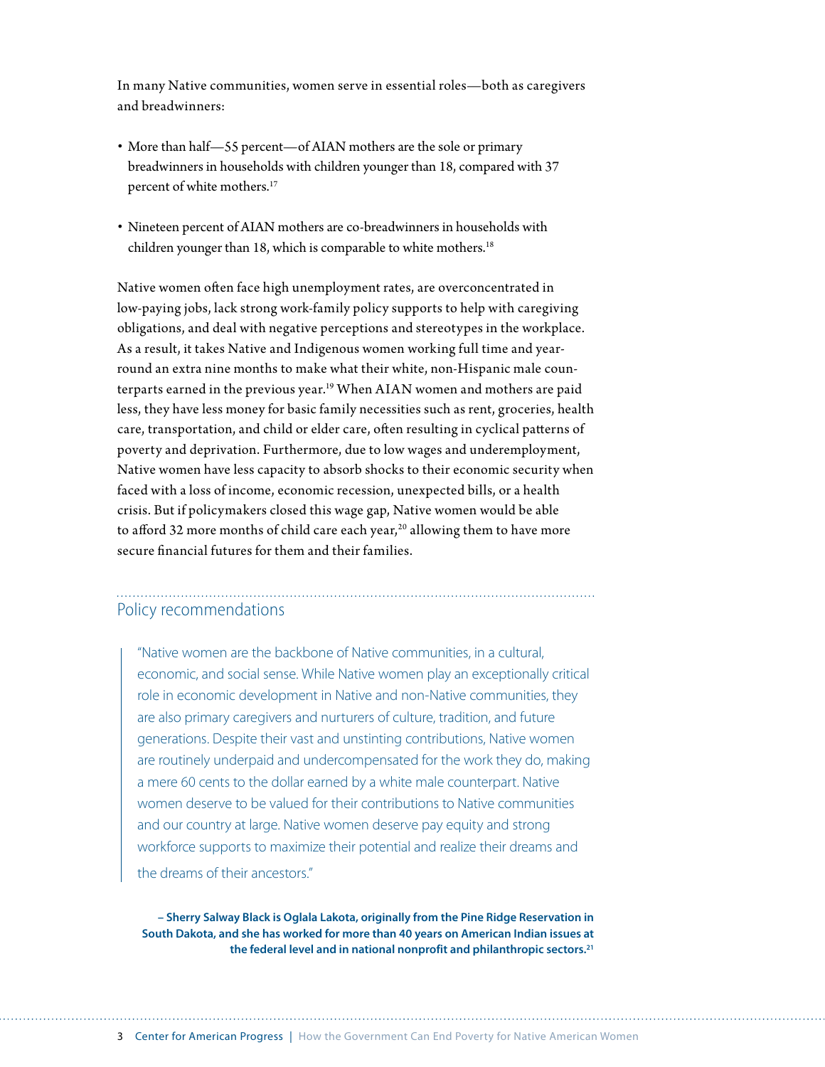In many Native communities, women serve in essential roles—both as caregivers and breadwinners:

- More than half—55 percent—of AIAN mothers are the sole or primary breadwinners in households with children younger than 18, compared with 37 percent of white mothers.[17]
- Nineteen percent of AIAN mothers are co-breadwinners in households with children younger than 18, which is comparable to white mothers.[18]

Native women often face high unemployment rates, are overconcentrated in low-paying jobs, lack strong work-family policy supports to help with caregiving obligations, and deal with negative perceptions and stereotypes in the workplace. As a result, it takes Native and Indigenous women working full time and year-round an extra nine months to make what their white, non-Hispanic male counterparts earned in the previous year.[19] When AIAN women and mothers are paid less, they have less money for basic family necessities such as rent, groceries, health care, transportation, and child or elder care, often resulting in cyclical patterns of poverty and deprivation. Furthermore, due to low wages and underemployment, Native women have less capacity to absorb shocks to their economic security when faced with a loss of income, economic recession, unexpected bills, or a health crisis. But if policymakers closed this wage gap, Native women would be able to afford 32 more months of child care each year,[20] allowing them to have more secure financial futures for them and their families.

## Policy recommendations

> "Native women are the backbone of Native communities, in a cultural, economic, and social sense. While Native women play an exceptionally critical role in economic development in Native and non-Native communities, they are also primary caregivers and nurturers of culture, tradition, and future generations. Despite their vast and unstinting contributions, Native women are routinely underpaid and undercompensated for the work they do, making a mere 60 cents to the dollar earned by a white male counterpart. Native women deserve to be valued for their contributions to Native communities and our country at large. Native women deserve pay equity and strong workforce supports to maximize their potential and realize their dreams and the dreams of their ancestors."

**– Sherry Salway Black is Oglala Lakota, originally from the Pine Ridge Reservation in South Dakota, and she has worked for more than 40 years on American Indian issues at the federal level and in national nonprofit and philanthropic sectors.[21]**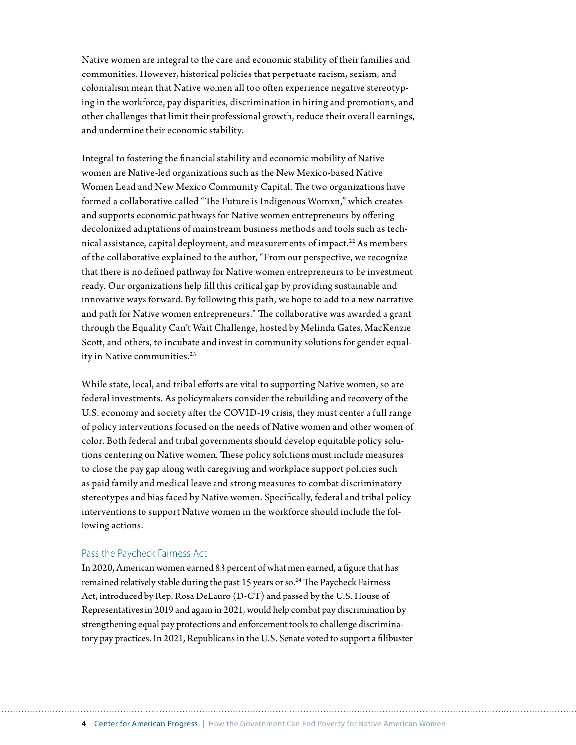Native women are integral to the care and economic stability of their families and communities. However, historical policies that perpetuate racism, sexism, and colonialism mean that Native women all too often experience negative stereotyping in the workforce, pay disparities, discrimination in hiring and promotions, and other challenges that limit their professional growth, reduce their overall earnings, and undermine their economic stability.

Integral to fostering the financial stability and economic mobility of Native women are Native-led organizations such as the New Mexico-based Native Women Lead and New Mexico Community Capital. The two organizations have formed a collaborative called "The Future is Indigenous Womxn," which creates and supports economic pathways for Native women entrepreneurs by offering decolonized adaptations of mainstream business methods and tools such as technical assistance, capital deployment, and measurements of impact.[22] As members of the collaborative explained to the author, "From our perspective, we recognize that there is no defined pathway for Native women entrepreneurs to be investment ready. Our organizations help fill this critical gap by providing sustainable and innovative ways forward. By following this path, we hope to add to a new narrative and path for Native women entrepreneurs." The collaborative was awarded a grant through the Equality Can't Wait Challenge, hosted by Melinda Gates, MacKenzie Scott, and others, to incubate and invest in community solutions for gender equality in Native communities.[23]

While state, local, and tribal efforts are vital to supporting Native women, so are federal investments. As policymakers consider the rebuilding and recovery of the U.S. economy and society after the COVID-19 crisis, they must center a full range of policy interventions focused on the needs of Native women and other women of color. Both federal and tribal governments should develop equitable policy solutions centering on Native women. These policy solutions must include measures to close the pay gap along with caregiving and workplace support policies such as paid family and medical leave and strong measures to combat discriminatory stereotypes and bias faced by Native women. Specifically, federal and tribal policy interventions to support Native women in the workforce should include the following actions.

## Pass the Paycheck Fairness Act

In 2020, American women earned 83 percent of what men earned, a figure that has remained relatively stable during the past 15 years or so.[24] The Paycheck Fairness Act, introduced by Rep. Rosa DeLauro (D-CT) and passed by the U.S. House of Representatives in 2019 and again in 2021, would help combat pay discrimination by strengthening equal pay protections and enforcement tools to challenge discriminatory pay practices. In 2021, Republicans in the U.S. Senate voted to support a filibuster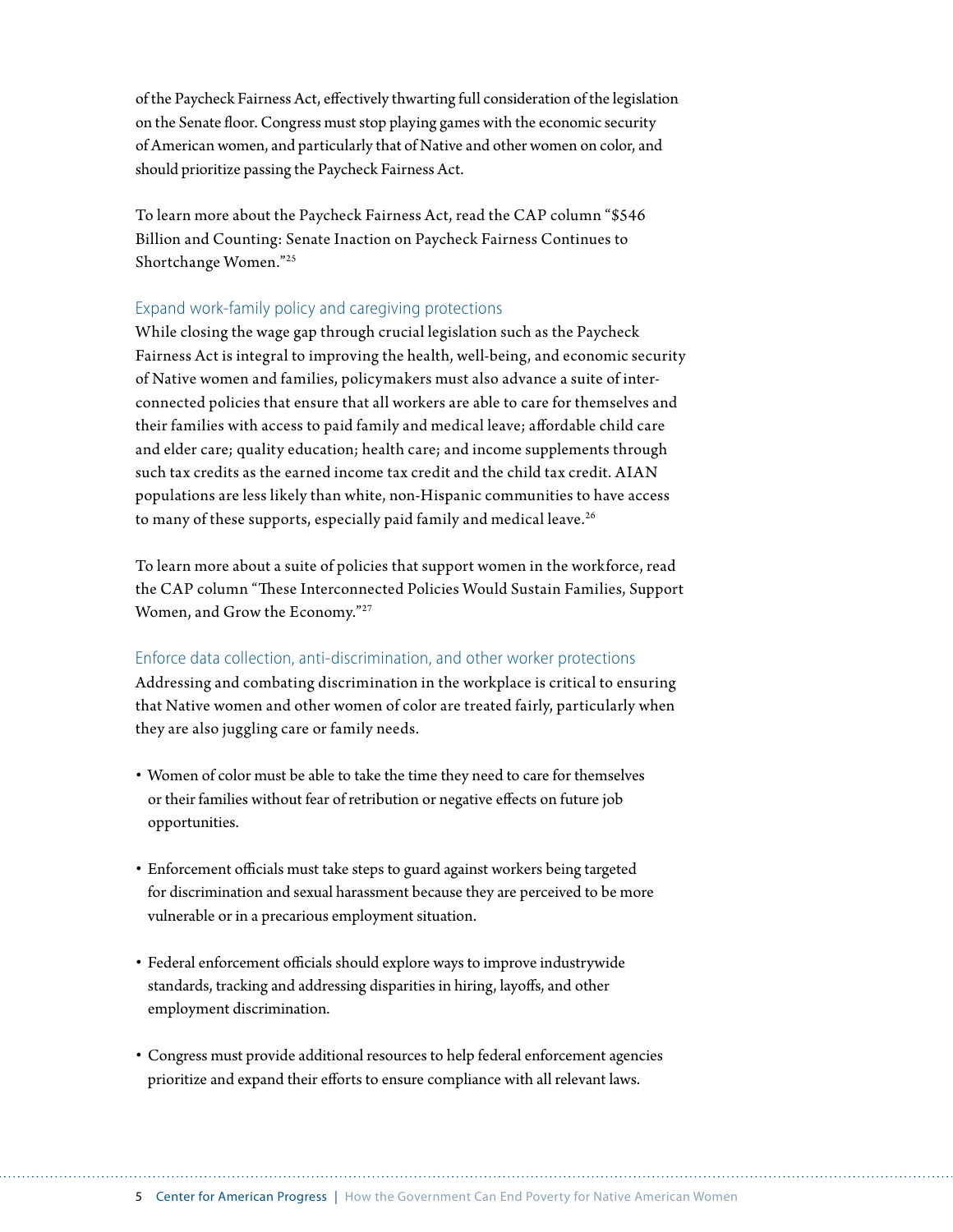of the Paycheck Fairness Act, effectively thwarting full consideration of the legislation on the Senate floor. Congress must stop playing games with the economic security of American women, and particularly that of Native and other women on color, and should prioritize passing the Paycheck Fairness Act.

To learn more about the Paycheck Fairness Act, read the CAP column "$546 Billion and Counting: Senate Inaction on Paycheck Fairness Continues to Shortchange Women."[25]

### Expand work-family policy and caregiving protections

While closing the wage gap through crucial legislation such as the Paycheck Fairness Act is integral to improving the health, well-being, and economic security of Native women and families, policymakers must also advance a suite of inter-connected policies that ensure that all workers are able to care for themselves and their families with access to paid family and medical leave; affordable child care and elder care; quality education; health care; and income supplements through such tax credits as the earned income tax credit and the child tax credit. AIAN populations are less likely than white, non-Hispanic communities to have access to many of these supports, especially paid family and medical leave.[26]

To learn more about a suite of policies that support women in the workforce, read the CAP column "These Interconnected Policies Would Sustain Families, Support Women, and Grow the Economy."[27]

### Enforce data collection, anti-discrimination, and other worker protections

Addressing and combating discrimination in the workplace is critical to ensuring that Native women and other women of color are treated fairly, particularly when they are also juggling care or family needs.

- Women of color must be able to take the time they need to care for themselves or their families without fear of retribution or negative effects on future job opportunities.
- Enforcement officials must take steps to guard against workers being targeted for discrimination and sexual harassment because they are perceived to be more vulnerable or in a precarious employment situation.
- Federal enforcement officials should explore ways to improve industrywide standards, tracking and addressing disparities in hiring, layoffs, and other employment discrimination.
- Congress must provide additional resources to help federal enforcement agencies prioritize and expand their efforts to ensure compliance with all relevant laws.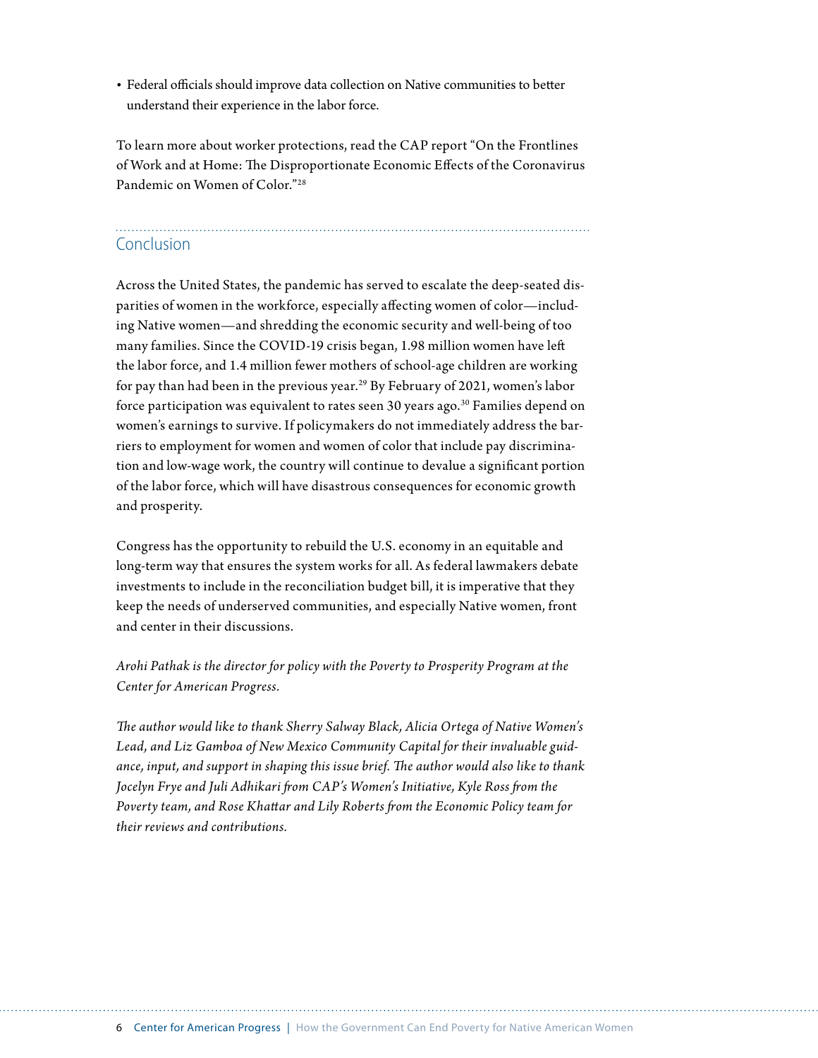- Federal officials should improve data collection on Native communities to better understand their experience in the labor force.

To learn more about worker protections, read the CAP report "On the Frontlines of Work and at Home: The Disproportionate Economic Effects of the Coronavirus Pandemic on Women of Color."[28]

## Conclusion

Across the United States, the pandemic has served to escalate the deep-seated disparities of women in the workforce, especially affecting women of color—including Native women—and shredding the economic security and well-being of too many families. Since the COVID-19 crisis began, 1.98 million women have left the labor force, and 1.4 million fewer mothers of school-age children are working for pay than had been in the previous year.[29] By February of 2021, women's labor force participation was equivalent to rates seen 30 years ago.[30] Families depend on women's earnings to survive. If policymakers do not immediately address the barriers to employment for women and women of color that include pay discrimination and low-wage work, the country will continue to devalue a significant portion of the labor force, which will have disastrous consequences for economic growth and prosperity.

Congress has the opportunity to rebuild the U.S. economy in an equitable and long-term way that ensures the system works for all. As federal lawmakers debate investments to include in the reconciliation budget bill, it is imperative that they keep the needs of underserved communities, and especially Native women, front and center in their discussions.

*Arohi Pathak is the director for policy with the Poverty to Prosperity Program at the Center for American Progress.*

*The author would like to thank Sherry Salway Black, Alicia Ortega of Native Women's Lead, and Liz Gamboa of New Mexico Community Capital for their invaluable guidance, input, and support in shaping this issue brief. The author would also like to thank Jocelyn Frye and Juli Adhikari from CAP's Women's Initiative, Kyle Ross from the Poverty team, and Rose Khattar and Lily Roberts from the Economic Policy team for their reviews and contributions.*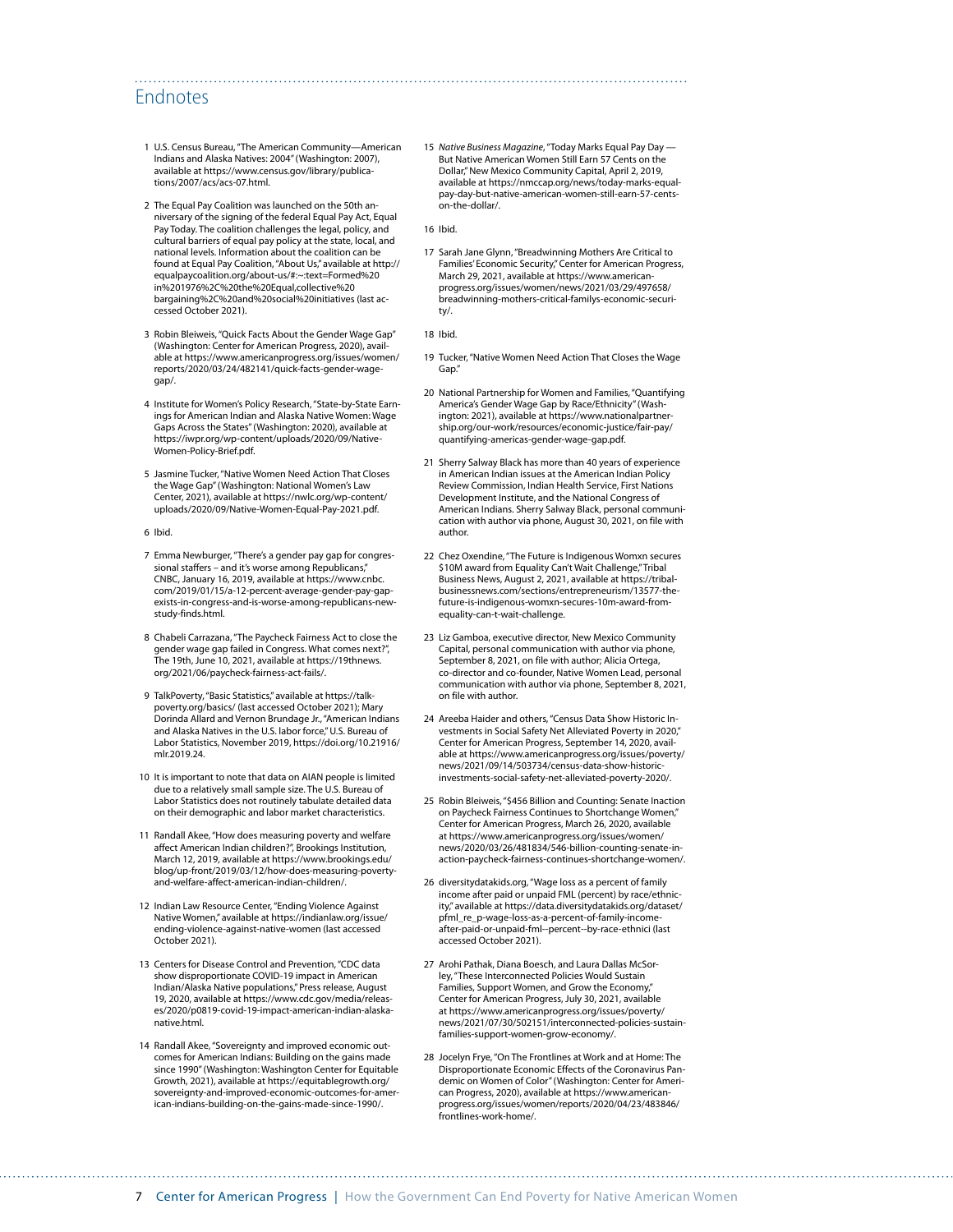## Endnotes

1 U.S. Census Bureau, "The American Community—American Indians and Alaska Natives: 2004" (Washington: 2007), available at https://www.census.gov/library/publications/2007/acs/acs-07.html.

2 The Equal Pay Coalition was launched on the 50th anniversary of the signing of the federal Equal Pay Act, Equal Pay Today. The coalition challenges the legal, policy, and cultural barriers of equal pay policy at the state, local, and national levels. Information about the coalition can be found at Equal Pay Coalition, "About Us," available at http://equalpaycoalition.org/about-us/#:~:text=Formed%20in%201976%2C%20the%20Equal,collective%20bargaining%2C%20and%20social%20initiatives (last accessed October 2021).

3 Robin Bleiweis, "Quick Facts About the Gender Wage Gap" (Washington: Center for American Progress, 2020), available at https://www.americanprogress.org/issues/women/reports/2020/03/24/482141/quick-facts-gender-wage-gap/.

4 Institute for Women's Policy Research, "State-by-State Earnings for American Indian and Alaska Native Women: Wage Gaps Across the States" (Washington: 2020), available at https://iwpr.org/wp-content/uploads/2020/09/Native-Women-Policy-Brief.pdf.

5 Jasmine Tucker, "Native Women Need Action That Closes the Wage Gap" (Washington: National Women's Law Center, 2021), available at https://nwlc.org/wp-content/uploads/2020/09/Native-Women-Equal-Pay-2021.pdf.

6 Ibid.

7 Emma Newburger, "There's a gender pay gap for congressional staffers – and it's worse among Republicans," CNBC, January 16, 2019, available at https://www.cnbc.com/2019/01/15/a-12-percent-average-gender-pay-gap-exists-in-congress-and-is-worse-among-republicans-new-study-finds.html.

8 Chabeli Carrazana, "The Paycheck Fairness Act to close the gender wage gap failed in Congress. What comes next?", The 19th, June 10, 2021, available at https://19thnews.org/2021/06/paycheck-fairness-act-fails/.

9 TalkPoverty, "Basic Statistics," available at https://talkpoverty.org/basics/ (last accessed October 2021); Mary Dorinda Allard and Vernon Brundage Jr., "American Indians and Alaska Natives in the U.S. labor force," U.S. Bureau of Labor Statistics, November 2019, https://doi.org/10.21916/mlr.2019.24.

10 It is important to note that data on AIAN people is limited due to a relatively small sample size. The U.S. Bureau of Labor Statistics does not routinely tabulate detailed data on their demographic and labor market characteristics.

11 Randall Akee, "How does measuring poverty and welfare affect American Indian children?", Brookings Institution, March 12, 2019, available at https://www.brookings.edu/blog/up-front/2019/03/12/how-does-measuring-poverty-and-welfare-affect-american-indian-children/.

12 Indian Law Resource Center, "Ending Violence Against Native Women," available at https://indianlaw.org/issue/ending-violence-against-native-women (last accessed October 2021).

13 Centers for Disease Control and Prevention, "CDC data show disproportionate COVID-19 impact in American Indian/Alaska Native populations," Press release, August 19, 2020, available at https://www.cdc.gov/media/releases/2020/p0819-covid-19-impact-american-indian-alaska-native.html.

14 Randall Akee, "Sovereignty and improved economic outcomes for American Indians: Building on the gains made since 1990" (Washington: Washington Center for Equitable Growth, 2021), available at https://equitablegrowth.org/sovereignty-and-improved-economic-outcomes-for-american-indians-building-on-the-gains-made-since-1990/.

15 *Native Business Magazine*, "Today Marks Equal Pay Day — But Native American Women Still Earn 57 Cents on the Dollar," New Mexico Community Capital, April 2, 2019, available at https://nmccap.org/news/today-marks-equal-pay-day-but-native-american-women-still-earn-57-cents-on-the-dollar/.

16 Ibid.

17 Sarah Jane Glynn, "Breadwinning Mothers Are Critical to Families' Economic Security," Center for American Progress, March 29, 2021, available at https://www.americanprogress.org/issues/women/news/2021/03/29/497658/breadwinning-mothers-critical-familys-economic-security/.

18 Ibid.

19 Tucker, "Native Women Need Action That Closes the Wage Gap."

20 National Partnership for Women and Families, "Quantifying America's Gender Wage Gap by Race/Ethnicity" (Washington: 2021), available at https://www.nationalpartnership.org/our-work/resources/economic-justice/fair-pay/quantifying-americas-gender-wage-gap.pdf.

21 Sherry Salway Black has more than 40 years of experience in American Indian issues at the American Indian Policy Review Commission, Indian Health Service, First Nations Development Institute, and the National Congress of American Indians. Sherry Salway Black, personal communication with author via phone, August 30, 2021, on file with author.

22 Chez Oxendine, "The Future is Indigenous Womxn secures $10M award from Equality Can't Wait Challenge," Tribal Business News, August 2, 2021, available at https://tribalbusinessnews.com/sections/entrepreneurism/13577-the-future-is-indigenous-womxn-secures-10m-award-from-equality-can-t-wait-challenge.

23 Liz Gamboa, executive director, New Mexico Community Capital, personal communication with author via phone, September 8, 2021, on file with author; Alicia Ortega, co-director and co-founder, Native Women Lead, personal communication with author via phone, September 8, 2021, on file with author.

24 Areeba Haider and others, "Census Data Show Historic Investments in Social Safety Net Alleviated Poverty in 2020," Center for American Progress, September 14, 2020, available at https://www.americanprogress.org/issues/poverty/news/2021/09/14/503734/census-data-show-historic-investments-social-safety-net-alleviated-poverty-2020/.

25 Robin Bleiweis, "$456 Billion and Counting: Senate Inaction on Paycheck Fairness Continues to Shortchange Women," Center for American Progress, March 26, 2020, available at https://www.americanprogress.org/issues/women/news/2020/03/26/481834/546-billion-counting-senate-inaction-paycheck-fairness-continues-shortchange-women/.

26 diversitydatakids.org, "Wage loss as a percent of family income after paid or unpaid FML (percent) by race/ethnicity," available at https://data.diversitydatakids.org/dataset/pfml_re_p-wage-loss-as-a-percent-of-family-income-after-paid-or-unpaid-fml--percent--by-race-ethnici (last accessed October 2021).

27 Arohi Pathak, Diana Boesch, and Laura Dallas McSorley, "These Interconnected Policies Would Sustain Families, Support Women, and Grow the Economy," Center for American Progress, July 30, 2021, available at https://www.americanprogress.org/issues/poverty/news/2021/07/30/502151/interconnected-policies-sustain-families-support-women-grow-economy/.

28 Jocelyn Frye, "On The Frontlines at Work and at Home: The Disproportionate Economic Effects of the Coronavirus Pandemic on Women of Color" (Washington: Center for American Progress, 2020), available at https://www.americanprogress.org/issues/women/reports/2020/04/23/483846/frontlines-work-home/.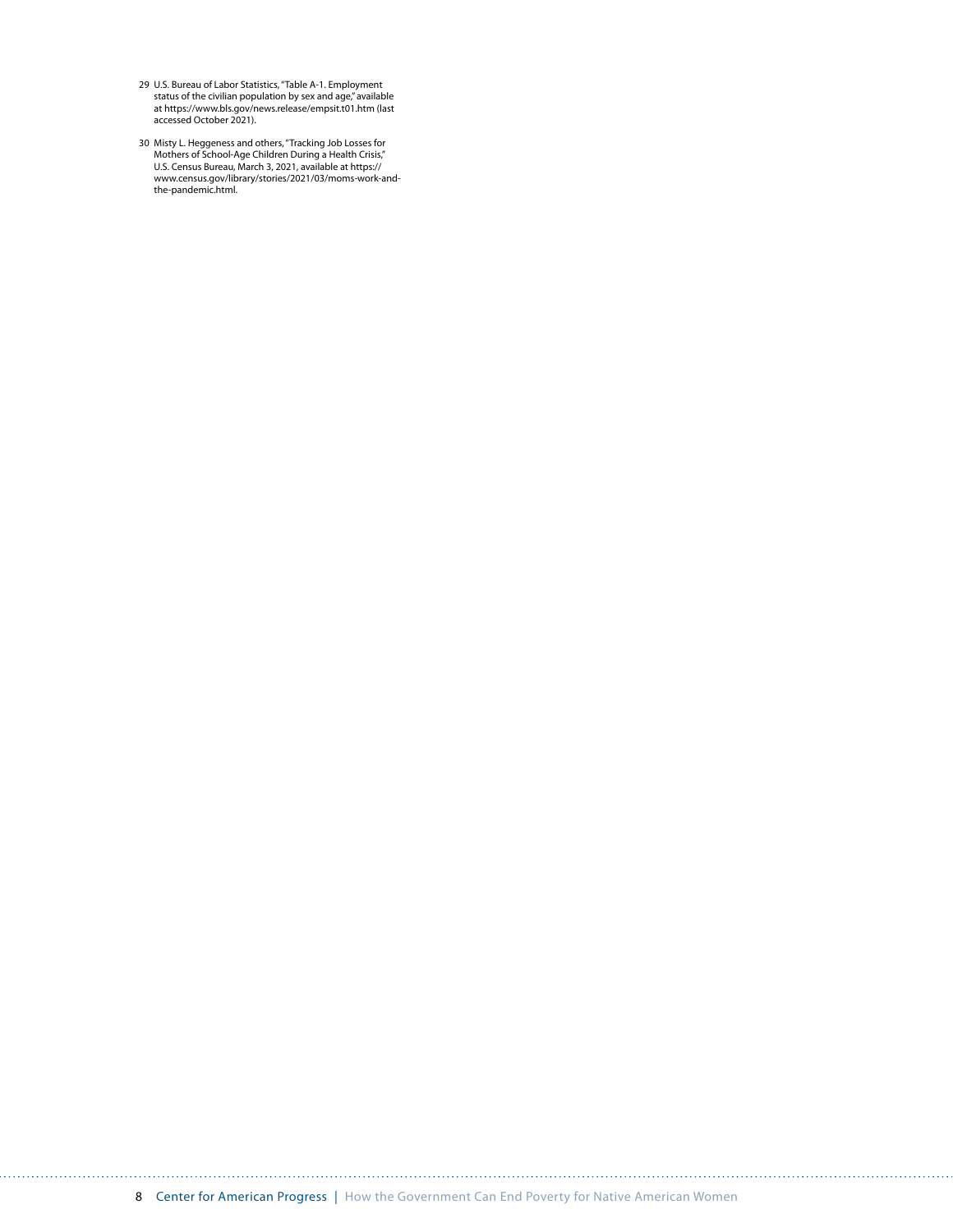29 U.S. Bureau of Labor Statistics, "Table A-1. Employment status of the civilian population by sex and age," available at https://www.bls.gov/news.release/empsit.t01.htm (last accessed October 2021).

30 Misty L. Heggeness and others, "Tracking Job Losses for Mothers of School-Age Children During a Health Crisis," U.S. Census Bureau, March 3, 2021, available at https://www.census.gov/library/stories/2021/03/moms-work-and-the-pandemic.html.